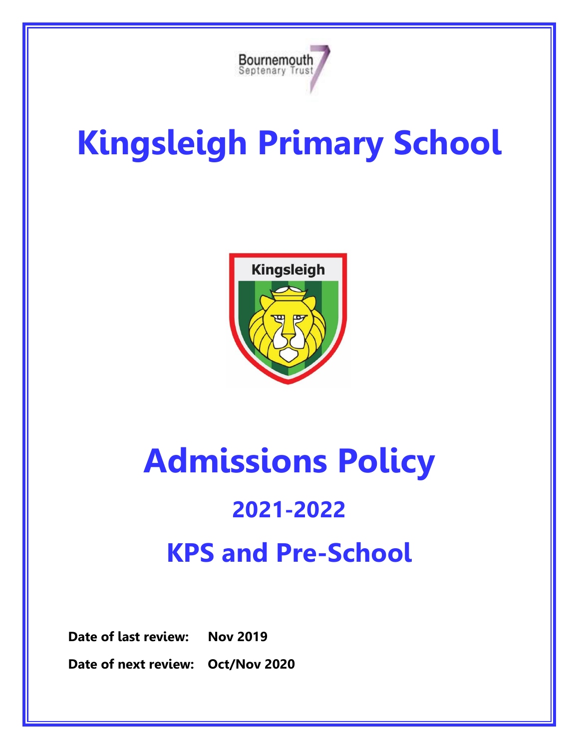Bournemouth Septenary Trust

# Kingsleigh Primary School

# Admissions Policy

## 2021-2022

## KPS and Pre-School

**Date of last review:** **Nov 2019**

**Date of next review:** **Oct/Nov 2020**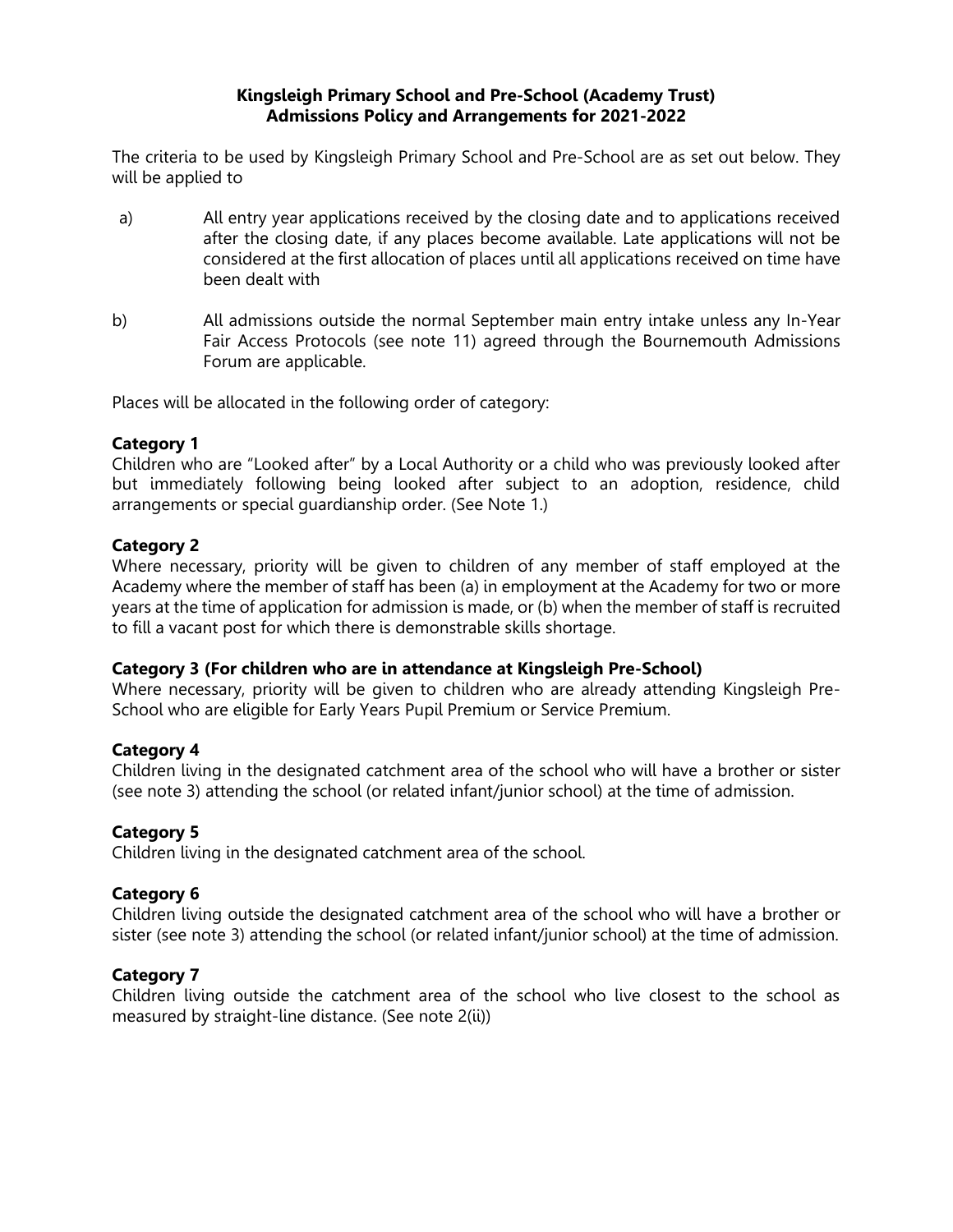**Kingsleigh Primary School and Pre-School (Academy Trust)**
**Admissions Policy and Arrangements for 2021-2022**

The criteria to be used by Kingsleigh Primary School and Pre-School are as set out below. They will be applied to

a) All entry year applications received by the closing date and to applications received after the closing date, if any places become available. Late applications will not be considered at the first allocation of places until all applications received on time have been dealt with

b) All admissions outside the normal September main entry intake unless any In-Year Fair Access Protocols (see note 11) agreed through the Bournemouth Admissions Forum are applicable.

Places will be allocated in the following order of category:

**Category 1**
Children who are "Looked after" by a Local Authority or a child who was previously looked after but immediately following being looked after subject to an adoption, residence, child arrangements or special guardianship order. (See Note 1.)

**Category 2**
Where necessary, priority will be given to children of any member of staff employed at the Academy where the member of staff has been (a) in employment at the Academy for two or more years at the time of application for admission is made, or (b) when the member of staff is recruited to fill a vacant post for which there is demonstrable skills shortage.

**Category 3 (For children who are in attendance at Kingsleigh Pre-School)**
Where necessary, priority will be given to children who are already attending Kingsleigh Pre-School who are eligible for Early Years Pupil Premium or Service Premium.

**Category 4**
Children living in the designated catchment area of the school who will have a brother or sister (see note 3) attending the school (or related infant/junior school) at the time of admission.

**Category 5**
Children living in the designated catchment area of the school.

**Category 6**
Children living outside the designated catchment area of the school who will have a brother or sister (see note 3) attending the school (or related infant/junior school) at the time of admission.

**Category 7**
Children living outside the catchment area of the school who live closest to the school as measured by straight-line distance. (See note 2(ii))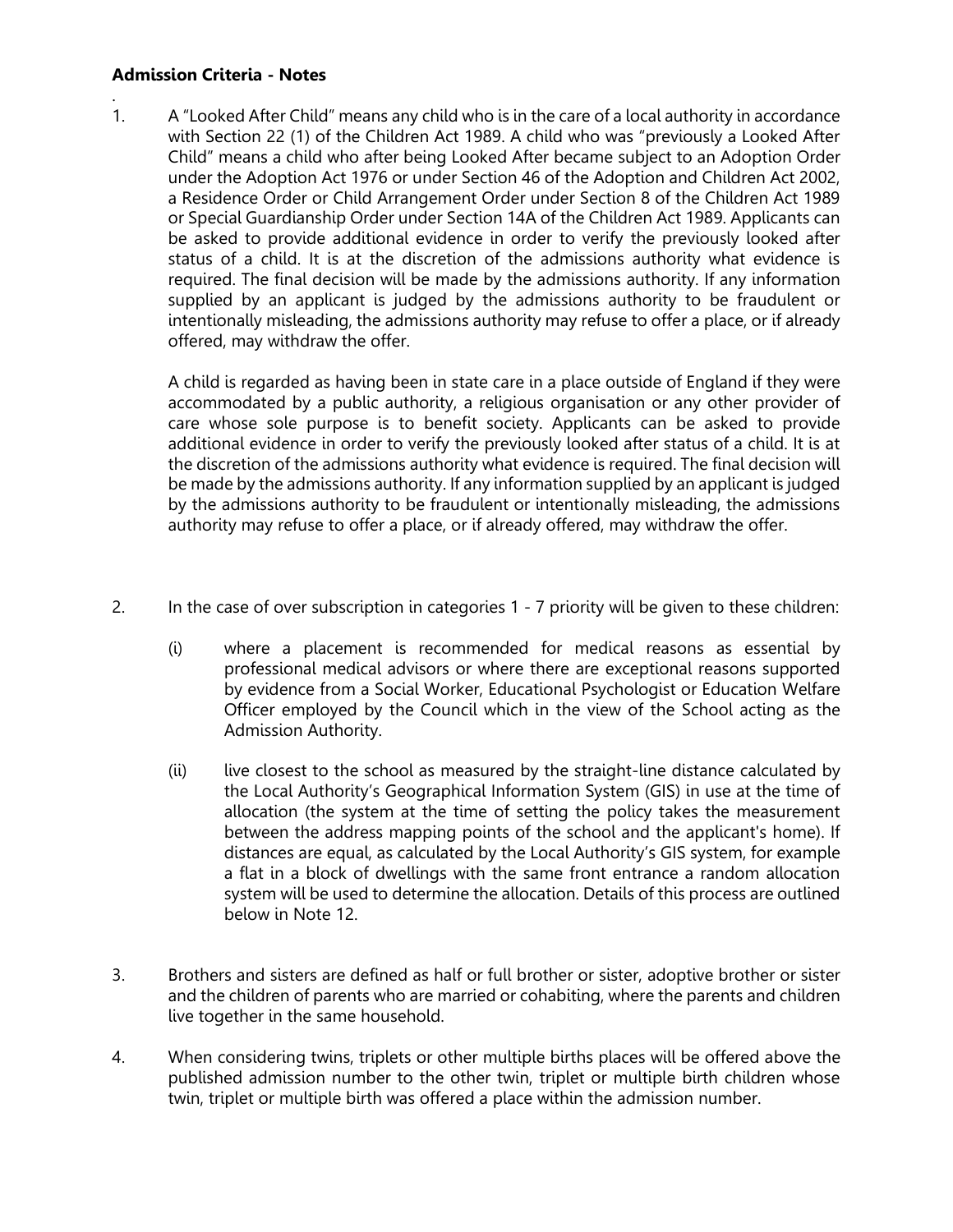**Admission Criteria - Notes**

1. A "Looked After Child" means any child who is in the care of a local authority in accordance with Section 22 (1) of the Children Act 1989. A child who was "previously a Looked After Child" means a child who after being Looked After became subject to an Adoption Order under the Adoption Act 1976 or under Section 46 of the Adoption and Children Act 2002, a Residence Order or Child Arrangement Order under Section 8 of the Children Act 1989 or Special Guardianship Order under Section 14A of the Children Act 1989. Applicants can be asked to provide additional evidence in order to verify the previously looked after status of a child. It is at the discretion of the admissions authority what evidence is required. The final decision will be made by the admissions authority. If any information supplied by an applicant is judged by the admissions authority to be fraudulent or intentionally misleading, the admissions authority may refuse to offer a place, or if already offered, may withdraw the offer.

   A child is regarded as having been in state care in a place outside of England if they were accommodated by a public authority, a religious organisation or any other provider of care whose sole purpose is to benefit society. Applicants can be asked to provide additional evidence in order to verify the previously looked after status of a child. It is at the discretion of the admissions authority what evidence is required. The final decision will be made by the admissions authority. If any information supplied by an applicant is judged by the admissions authority to be fraudulent or intentionally misleading, the admissions authority may refuse to offer a place, or if already offered, may withdraw the offer.

2. In the case of over subscription in categories 1 - 7 priority will be given to these children:

   (i) where a placement is recommended for medical reasons as essential by professional medical advisors or where there are exceptional reasons supported by evidence from a Social Worker, Educational Psychologist or Education Welfare Officer employed by the Council which in the view of the School acting as the Admission Authority.

   (ii) live closest to the school as measured by the straight-line distance calculated by the Local Authority's Geographical Information System (GIS) in use at the time of allocation (the system at the time of setting the policy takes the measurement between the address mapping points of the school and the applicant's home). If distances are equal, as calculated by the Local Authority's GIS system, for example a flat in a block of dwellings with the same front entrance a random allocation system will be used to determine the allocation. Details of this process are outlined below in Note 12.

3. Brothers and sisters are defined as half or full brother or sister, adoptive brother or sister and the children of parents who are married or cohabiting, where the parents and children live together in the same household.

4. When considering twins, triplets or other multiple births places will be offered above the published admission number to the other twin, triplet or multiple birth children whose twin, triplet or multiple birth was offered a place within the admission number.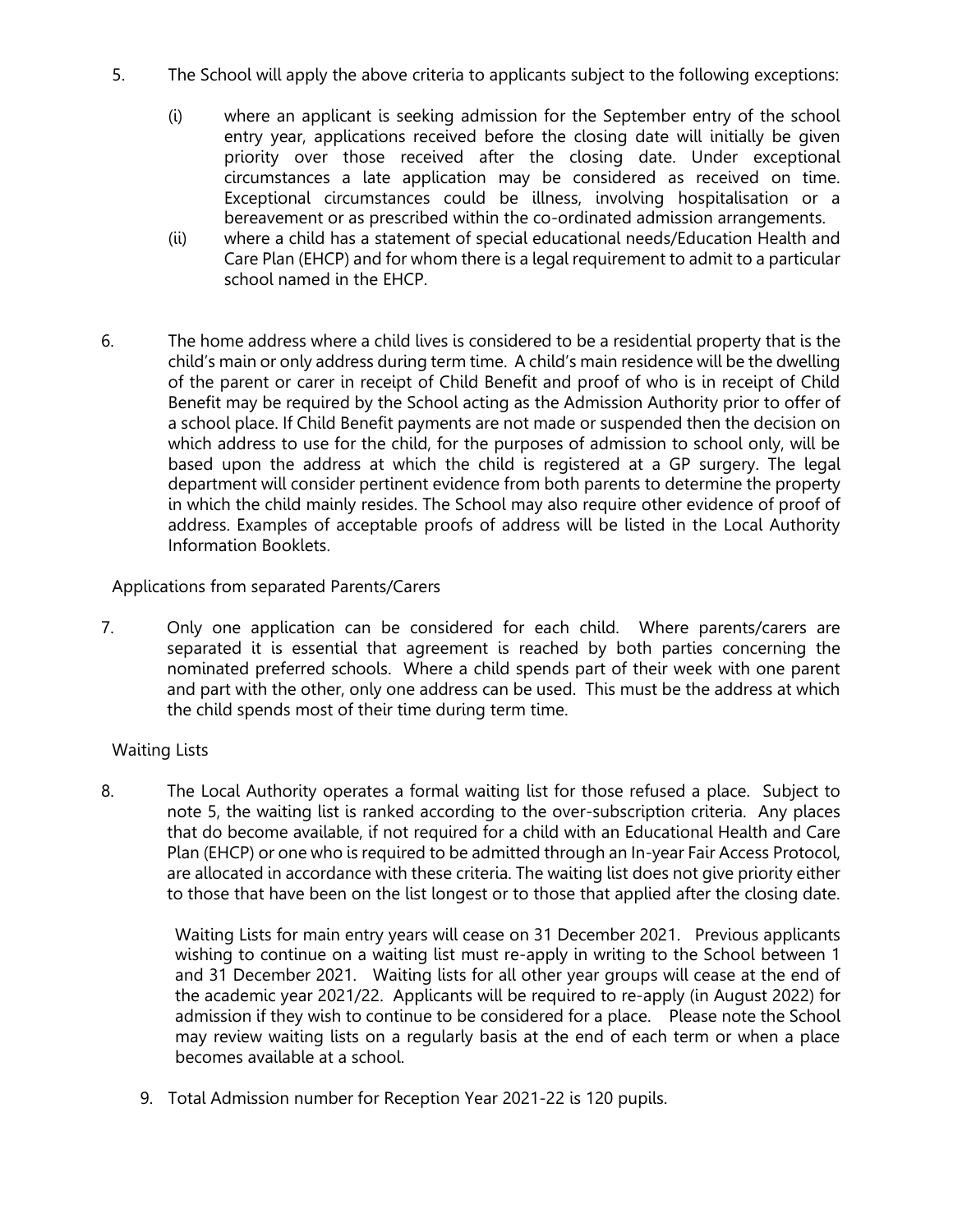5. The School will apply the above criteria to applicants subject to the following exceptions:

   (i) where an applicant is seeking admission for the September entry of the school entry year, applications received before the closing date will initially be given priority over those received after the closing date. Under exceptional circumstances a late application may be considered as received on time. Exceptional circumstances could be illness, involving hospitalisation or a bereavement or as prescribed within the co-ordinated admission arrangements.

   (ii) where a child has a statement of special educational needs/Education Health and Care Plan (EHCP) and for whom there is a legal requirement to admit to a particular school named in the EHCP.

6. The home address where a child lives is considered to be a residential property that is the child's main or only address during term time. A child's main residence will be the dwelling of the parent or carer in receipt of Child Benefit and proof of who is in receipt of Child Benefit may be required by the School acting as the Admission Authority prior to offer of a school place. If Child Benefit payments are not made or suspended then the decision on which address to use for the child, for the purposes of admission to school only, will be based upon the address at which the child is registered at a GP surgery. The legal department will consider pertinent evidence from both parents to determine the property in which the child mainly resides. The School may also require other evidence of proof of address. Examples of acceptable proofs of address will be listed in the Local Authority Information Booklets.

Applications from separated Parents/Carers

7. Only one application can be considered for each child. Where parents/carers are separated it is essential that agreement is reached by both parties concerning the nominated preferred schools. Where a child spends part of their week with one parent and part with the other, only one address can be used. This must be the address at which the child spends most of their time during term time.

Waiting Lists

8. The Local Authority operates a formal waiting list for those refused a place. Subject to note 5, the waiting list is ranked according to the over-subscription criteria. Any places that do become available, if not required for a child with an Educational Health and Care Plan (EHCP) or one who is required to be admitted through an In-year Fair Access Protocol, are allocated in accordance with these criteria. The waiting list does not give priority either to those that have been on the list longest or to those that applied after the closing date.

   Waiting Lists for main entry years will cease on 31 December 2021. Previous applicants wishing to continue on a waiting list must re-apply in writing to the School between 1 and 31 December 2021. Waiting lists for all other year groups will cease at the end of the academic year 2021/22. Applicants will be required to re-apply (in August 2022) for admission if they wish to continue to be considered for a place. Please note the School may review waiting lists on a regularly basis at the end of each term or when a place becomes available at a school.

9. Total Admission number for Reception Year 2021-22 is 120 pupils.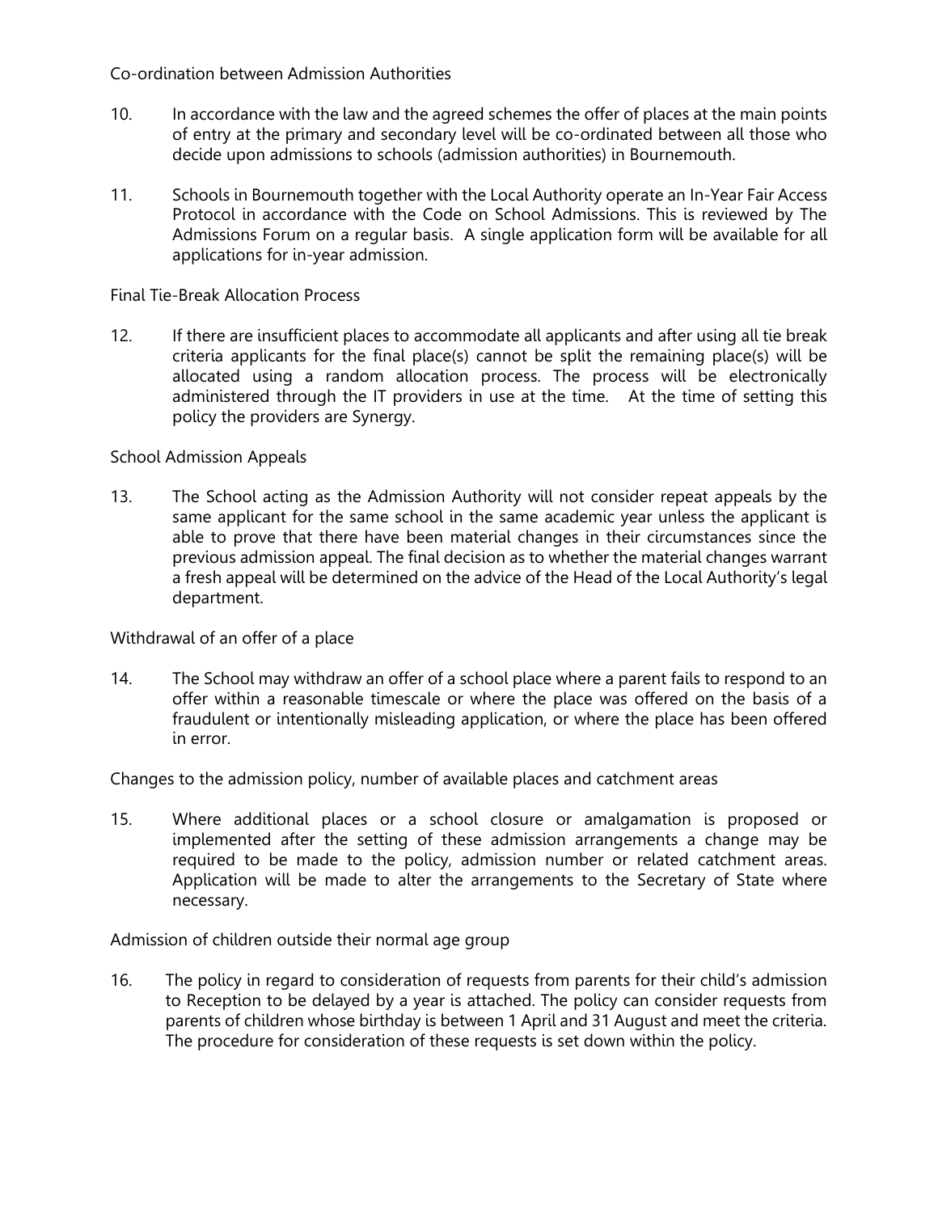## Co-ordination between Admission Authorities

10. In accordance with the law and the agreed schemes the offer of places at the main points of entry at the primary and secondary level will be co-ordinated between all those who decide upon admissions to schools (admission authorities) in Bournemouth.

11. Schools in Bournemouth together with the Local Authority operate an In-Year Fair Access Protocol in accordance with the Code on School Admissions. This is reviewed by The Admissions Forum on a regular basis. A single application form will be available for all applications for in-year admission.

## Final Tie-Break Allocation Process

12. If there are insufficient places to accommodate all applicants and after using all tie break criteria applicants for the final place(s) cannot be split the remaining place(s) will be allocated using a random allocation process. The process will be electronically administered through the IT providers in use at the time. At the time of setting this policy the providers are Synergy.

## School Admission Appeals

13. The School acting as the Admission Authority will not consider repeat appeals by the same applicant for the same school in the same academic year unless the applicant is able to prove that there have been material changes in their circumstances since the previous admission appeal. The final decision as to whether the material changes warrant a fresh appeal will be determined on the advice of the Head of the Local Authority's legal department.

## Withdrawal of an offer of a place

14. The School may withdraw an offer of a school place where a parent fails to respond to an offer within a reasonable timescale or where the place was offered on the basis of a fraudulent or intentionally misleading application, or where the place has been offered in error.

## Changes to the admission policy, number of available places and catchment areas

15. Where additional places or a school closure or amalgamation is proposed or implemented after the setting of these admission arrangements a change may be required to be made to the policy, admission number or related catchment areas. Application will be made to alter the arrangements to the Secretary of State where necessary.

## Admission of children outside their normal age group

16. The policy in regard to consideration of requests from parents for their child's admission to Reception to be delayed by a year is attached. The policy can consider requests from parents of children whose birthday is between 1 April and 31 August and meet the criteria. The procedure for consideration of these requests is set down within the policy.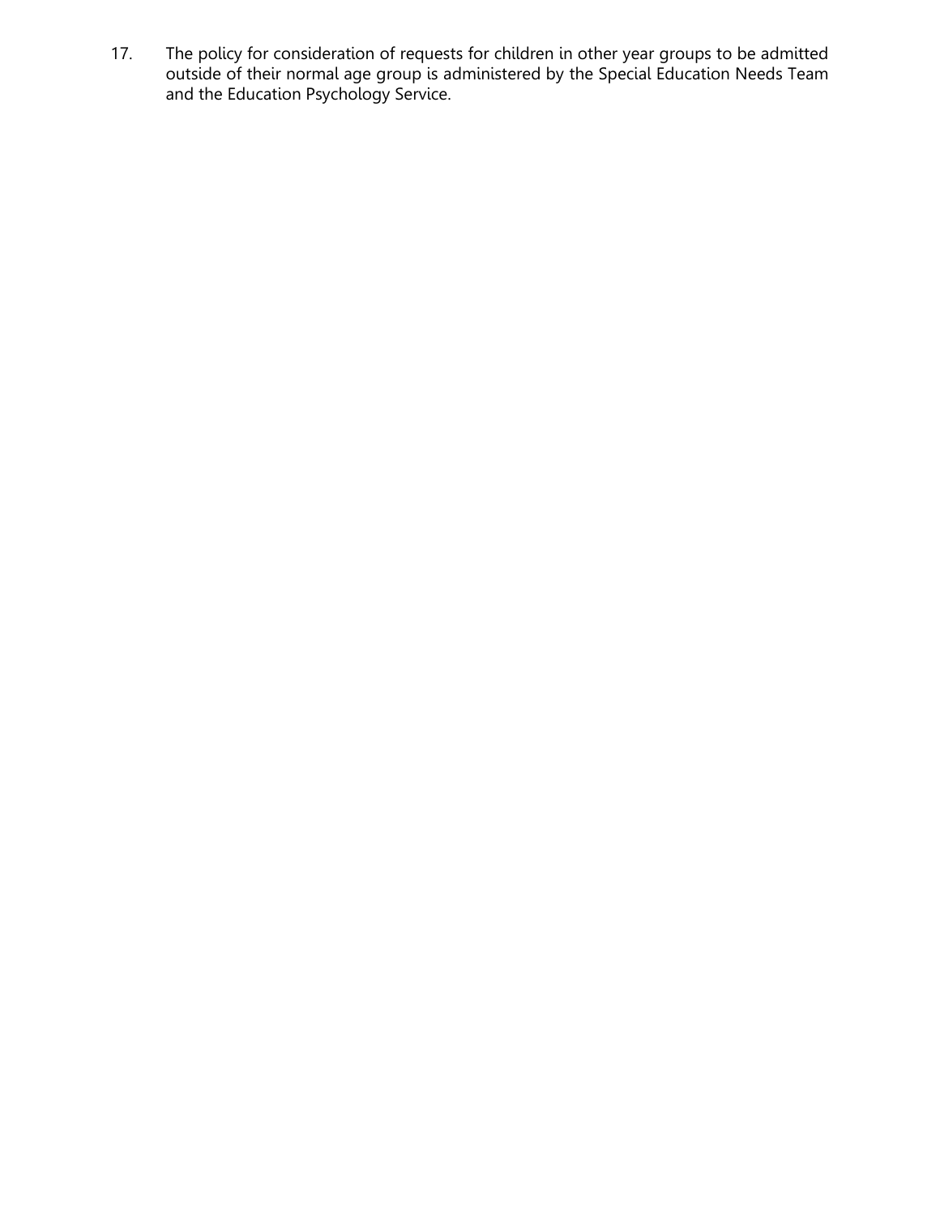17. The policy for consideration of requests for children in other year groups to be admitted outside of their normal age group is administered by the Special Education Needs Team and the Education Psychology Service.